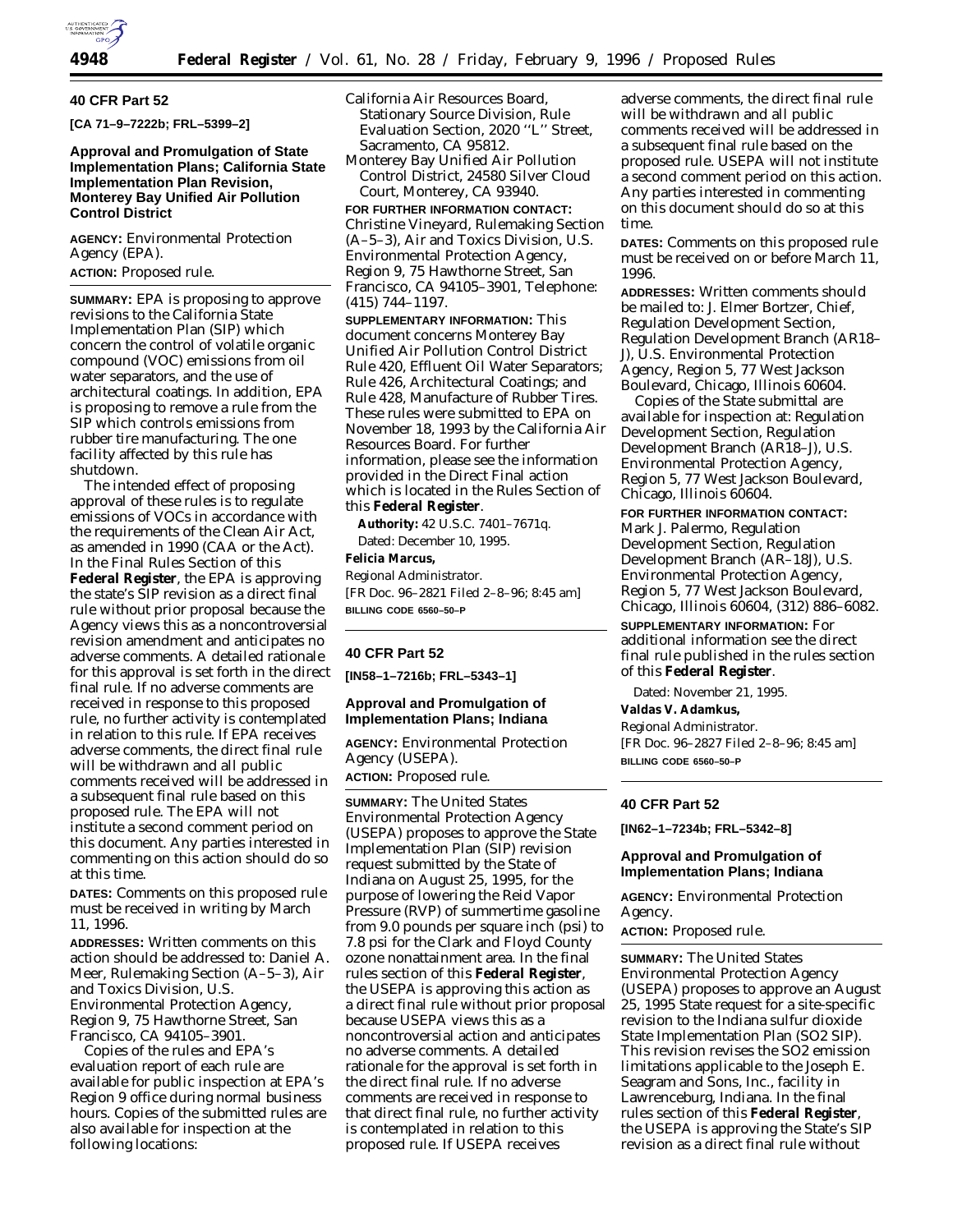## 40 CFR Part 52

**[CA 71–9–7222b; FRL–5399–2]**

### Approval and Promulgation of State Implementation Plans; California State Implementation Plan Revision, Monterey Bay Unified Air Pollution Control District

**AGENCY:** Environmental Protection Agency (EPA).

**ACTION:** Proposed rule.

**SUMMARY:** EPA is proposing to approve revisions to the California State Implementation Plan (SIP) which concern the control of volatile organic compound (VOC) emissions from oil water separators, and the use of architectural coatings. In addition, EPA is proposing to remove a rule from the SIP which controls emissions from rubber tire manufacturing. The one facility affected by this rule has shutdown.

The intended effect of proposing approval of these rules is to regulate emissions of VOCs in accordance with the requirements of the Clean Air Act, as amended in 1990 (CAA or the Act). In the Final Rules Section of this **Federal Register**, the EPA is approving the state's SIP revision as a direct final rule without prior proposal because the Agency views this as a noncontroversial revision amendment and anticipates no adverse comments. A detailed rationale for this approval is set forth in the direct final rule. If no adverse comments are received in response to this proposed rule, no further activity is contemplated in relation to this rule. If EPA receives adverse comments, the direct final rule will be withdrawn and all public comments received will be addressed in a subsequent final rule based on this proposed rule. The EPA will not institute a second comment period on this document. Any parties interested in commenting on this action should do so at this time.

**DATES:** Comments on this proposed rule must be received in writing by March 11, 1996.

**ADDRESSES:** Written comments on this action should be addressed to: Daniel A. Meer, Rulemaking Section (A–5–3), Air and Toxics Division, U.S. Environmental Protection Agency, Region 9, 75 Hawthorne Street, San Francisco, CA 94105–3901.

Copies of the rules and EPA's evaluation report of each rule are available for public inspection at EPA's Region 9 office during normal business hours. Copies of the submitted rules are also available for inspection at the following locations:

California Air Resources Board, Stationary Source Division, Rule Evaluation Section, 2020 ''L'' Street, Sacramento, CA 95812.

Monterey Bay Unified Air Pollution Control District, 24580 Silver Cloud Court, Monterey, CA 93940.

**FOR FURTHER INFORMATION CONTACT:** Christine Vineyard, Rulemaking Section (A–5–3), Air and Toxics Division, U.S. Environmental Protection Agency, Region 9, 75 Hawthorne Street, San Francisco, CA 94105–3901, Telephone: (415) 744–1197.

**SUPPLEMENTARY INFORMATION:** This document concerns Monterey Bay Unified Air Pollution Control District Rule 420, Effluent Oil Water Separators; Rule 426, Architectural Coatings; and Rule 428, Manufacture of Rubber Tires. These rules were submitted to EPA on November 18, 1993 by the California Air Resources Board. For further information, please see the information provided in the Direct Final action which is located in the Rules Section of this **Federal Register**.

**Authority:** 42 U.S.C. 7401–7671q.

Dated: December 10, 1995.

**Felicia Marcus,**
*Regional Administrator.*

[FR Doc. 96–2821 Filed 2–8–96; 8:45 am]

**BILLING CODE 6560–50–P**

## 40 CFR Part 52

**[IN58–1–7216b; FRL–5343–1]**

### Approval and Promulgation of Implementation Plans; Indiana

**AGENCY:** Environmental Protection Agency (USEPA).

**ACTION:** Proposed rule.

**SUMMARY:** The United States Environmental Protection Agency (USEPA) proposes to approve the State Implementation Plan (SIP) revision request submitted by the State of Indiana on August 25, 1995, for the purpose of lowering the Reid Vapor Pressure (RVP) of summertime gasoline from 9.0 pounds per square inch (psi) to 7.8 psi for the Clark and Floyd County ozone nonattainment area. In the final rules section of this **Federal Register**, the USEPA is approving this action as a direct final rule without prior proposal because USEPA views this as a noncontroversial action and anticipates no adverse comments. A detailed rationale for the approval is set forth in the direct final rule. If no adverse comments are received in response to that direct final rule, no further activity is contemplated in relation to this proposed rule. If USEPA receives adverse comments, the direct final rule will be withdrawn and all public comments received will be addressed in a subsequent final rule based on the proposed rule. USEPA will not institute a second comment period on this action. Any parties interested in commenting on this document should do so at this time.

**DATES:** Comments on this proposed rule must be received on or before March 11, 1996.

**ADDRESSES:** Written comments should be mailed to: J. Elmer Bortzer, Chief, Regulation Development Section, Regulation Development Branch (AR18–J), U.S. Environmental Protection Agency, Region 5, 77 West Jackson Boulevard, Chicago, Illinois 60604.

Copies of the State submittal are available for inspection at: Regulation Development Section, Regulation Development Branch (AR18–J), U.S. Environmental Protection Agency, Region 5, 77 West Jackson Boulevard, Chicago, Illinois 60604.

**FOR FURTHER INFORMATION CONTACT:** Mark J. Palermo, Regulation Development Section, Regulation Development Branch (AR–18J), U.S. Environmental Protection Agency, Region 5, 77 West Jackson Boulevard, Chicago, Illinois 60604, (312) 886–6082.

**SUPPLEMENTARY INFORMATION:** For additional information see the direct final rule published in the rules section of this **Federal Register**.

Dated: November 21, 1995.

**Valdas V. Adamkus,**
*Regional Administrator.*

[FR Doc. 96–2827 Filed 2–8–96; 8:45 am]

**BILLING CODE 6560–50–P**

## 40 CFR Part 52

**[IN62–1–7234b; FRL–5342–8]**

### Approval and Promulgation of Implementation Plans; Indiana

**AGENCY:** Environmental Protection Agency.

**ACTION:** Proposed rule.

**SUMMARY:** The United States Environmental Protection Agency (USEPA) proposes to approve an August 25, 1995 State request for a site-specific revision to the Indiana sulfur dioxide State Implementation Plan (SO2 SIP). This revision revises the SO2 emission limitations applicable to the Joseph E. Seagram and Sons, Inc., facility in Lawrenceburg, Indiana. In the final rules section of this **Federal Register**, the USEPA is approving the State's SIP revision as a direct final rule without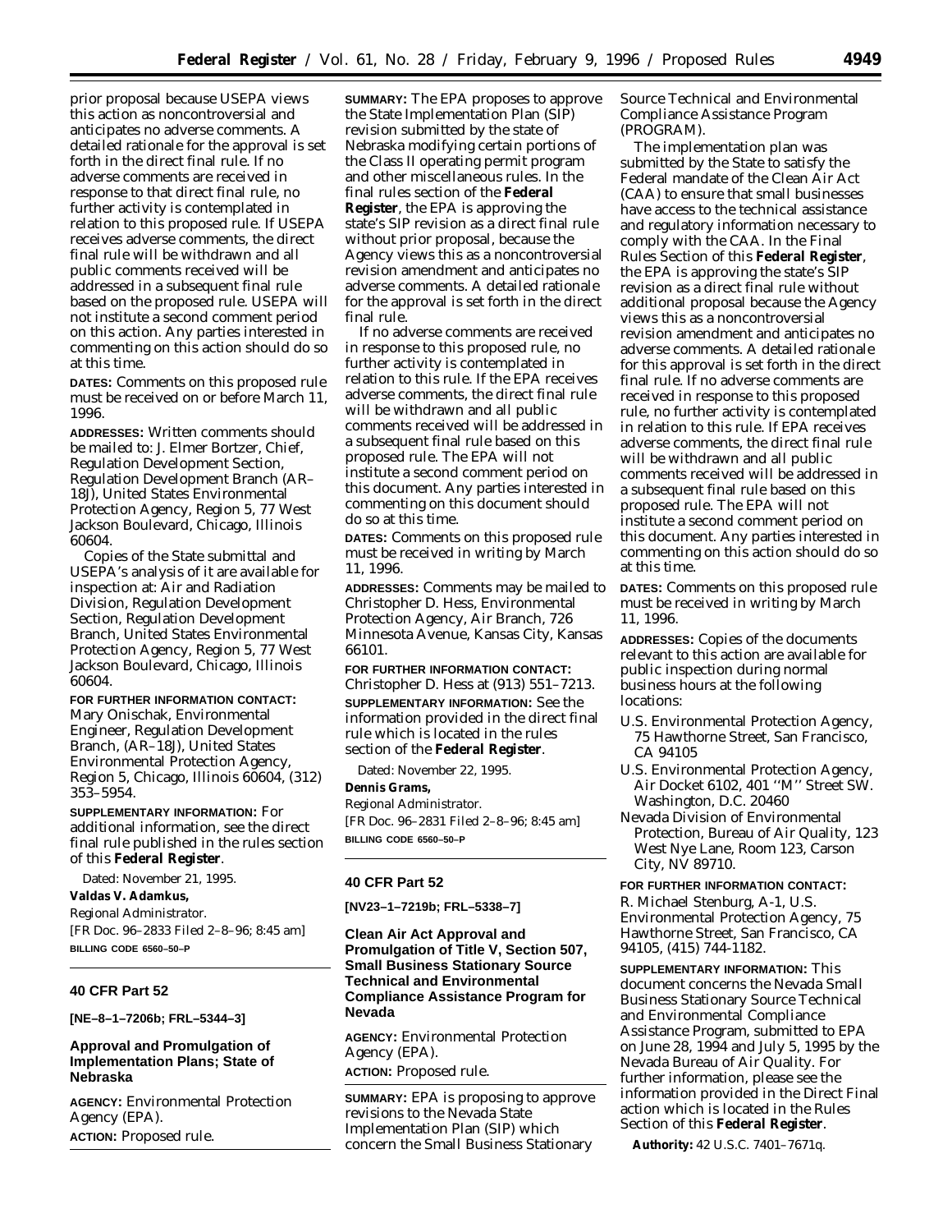prior proposal because USEPA views this action as noncontroversial and anticipates no adverse comments. A detailed rationale for the approval is set forth in the direct final rule. If no adverse comments are received in response to that direct final rule, no further activity is contemplated in relation to this proposed rule. If USEPA receives adverse comments, the direct final rule will be withdrawn and all public comments received will be addressed in a subsequent final rule based on the proposed rule. USEPA will not institute a second comment period on this action. Any parties interested in commenting on this action should do so at this time.

**DATES:** Comments on this proposed rule must be received on or before March 11, 1996.

**ADDRESSES:** Written comments should be mailed to: J. Elmer Bortzer, Chief, Regulation Development Section, Regulation Development Branch (AR–18J), United States Environmental Protection Agency, Region 5, 77 West Jackson Boulevard, Chicago, Illinois 60604.

Copies of the State submittal and USEPA's analysis of it are available for inspection at: Air and Radiation Division, Regulation Development Section, Regulation Development Branch, United States Environmental Protection Agency, Region 5, 77 West Jackson Boulevard, Chicago, Illinois 60604.

**FOR FURTHER INFORMATION CONTACT:** Mary Onischak, Environmental Engineer, Regulation Development Branch, (AR–18J), United States Environmental Protection Agency, Region 5, Chicago, Illinois 60604, (312) 353–5954.

**SUPPLEMENTARY INFORMATION:** For additional information, see the direct final rule published in the rules section of this **Federal Register**.

Dated: November 21, 1995.

**Valdas V. Adamkus,**

*Regional Administrator.*

[FR Doc. 96–2833 Filed 2–8–96; 8:45 am]

**BILLING CODE 6560–50–P**

---

## 40 CFR Part 52

**[NE–8–1–7206b; FRL–5344–3]**

## Approval and Promulgation of Implementation Plans; State of Nebraska

**AGENCY:** Environmental Protection Agency (EPA).

**ACTION:** Proposed rule.

**SUMMARY:** The EPA proposes to approve the State Implementation Plan (SIP) revision submitted by the state of Nebraska modifying certain portions of the Class II operating permit program and other miscellaneous rules. In the final rules section of the **Federal Register**, the EPA is approving the state's SIP revision as a direct final rule without prior proposal, because the Agency views this as a noncontroversial revision amendment and anticipates no adverse comments. A detailed rationale for the approval is set forth in the direct final rule.

If no adverse comments are received in response to this proposed rule, no further activity is contemplated in relation to this rule. If the EPA receives adverse comments, the direct final rule will be withdrawn and all public comments received will be addressed in a subsequent final rule based on this proposed rule. The EPA will not institute a second comment period on this document. Any parties interested in commenting on this document should do so at this time.

**DATES:** Comments on this proposed rule must be received in writing by March 11, 1996.

**ADDRESSES:** Comments may be mailed to Christopher D. Hess, Environmental Protection Agency, Air Branch, 726 Minnesota Avenue, Kansas City, Kansas 66101.

**FOR FURTHER INFORMATION CONTACT:** Christopher D. Hess at (913) 551–7213.

**SUPPLEMENTARY INFORMATION:** See the information provided in the direct final rule which is located in the rules section of the **Federal Register**.

Dated: November 22, 1995.

**Dennis Grams,**

*Regional Administrator.*

[FR Doc. 96–2831 Filed 2–8–96; 8:45 am]

**BILLING CODE 6560–50–P**

---

## 40 CFR Part 52

**[NV23–1–7219b; FRL–5338–7]**

## Clean Air Act Approval and Promulgation of Title V, Section 507, Small Business Stationary Source Technical and Environmental Compliance Assistance Program for Nevada

**AGENCY:** Environmental Protection Agency (EPA).

**ACTION:** Proposed rule.

**SUMMARY:** EPA is proposing to approve revisions to the Nevada State Implementation Plan (SIP) which concern the Small Business Stationary Source Technical and Environmental Compliance Assistance Program (PROGRAM).

The implementation plan was submitted by the State to satisfy the Federal mandate of the Clean Air Act (CAA) to ensure that small businesses have access to the technical assistance and regulatory information necessary to comply with the CAA. In the Final Rules Section of this **Federal Register**, the EPA is approving the state's SIP revision as a direct final rule without additional proposal because the Agency views this as a noncontroversial revision amendment and anticipates no adverse comments. A detailed rationale for this approval is set forth in the direct final rule. If no adverse comments are received in response to this proposed rule, no further activity is contemplated in relation to this rule. If EPA receives adverse comments, the direct final rule will be withdrawn and all public comments received will be addressed in a subsequent final rule based on this proposed rule. The EPA will not institute a second comment period on this document. Any parties interested in commenting on this action should do so at this time.

**DATES:** Comments on this proposed rule must be received in writing by March 11, 1996.

**ADDRESSES:** Copies of the documents relevant to this action are available for public inspection during normal business hours at the following locations:

- U.S. Environmental Protection Agency, 75 Hawthorne Street, San Francisco, CA 94105
- U.S. Environmental Protection Agency, Air Docket 6102, 401 ''M'' Street SW. Washington, D.C. 20460
- Nevada Division of Environmental Protection, Bureau of Air Quality, 123 West Nye Lane, Room 123, Carson City, NV 89710.

**FOR FURTHER INFORMATION CONTACT:** R. Michael Stenburg, A-1, U.S. Environmental Protection Agency, 75 Hawthorne Street, San Francisco, CA 94105, (415) 744-1182.

**SUPPLEMENTARY INFORMATION:** This document concerns the Nevada Small Business Stationary Source Technical and Environmental Compliance Assistance Program, submitted to EPA on June 28, 1994 and July 5, 1995 by the Nevada Bureau of Air Quality. For further information, please see the information provided in the Direct Final action which is located in the Rules Section of this **Federal Register**.

**Authority:** 42 U.S.C. 7401–7671q.